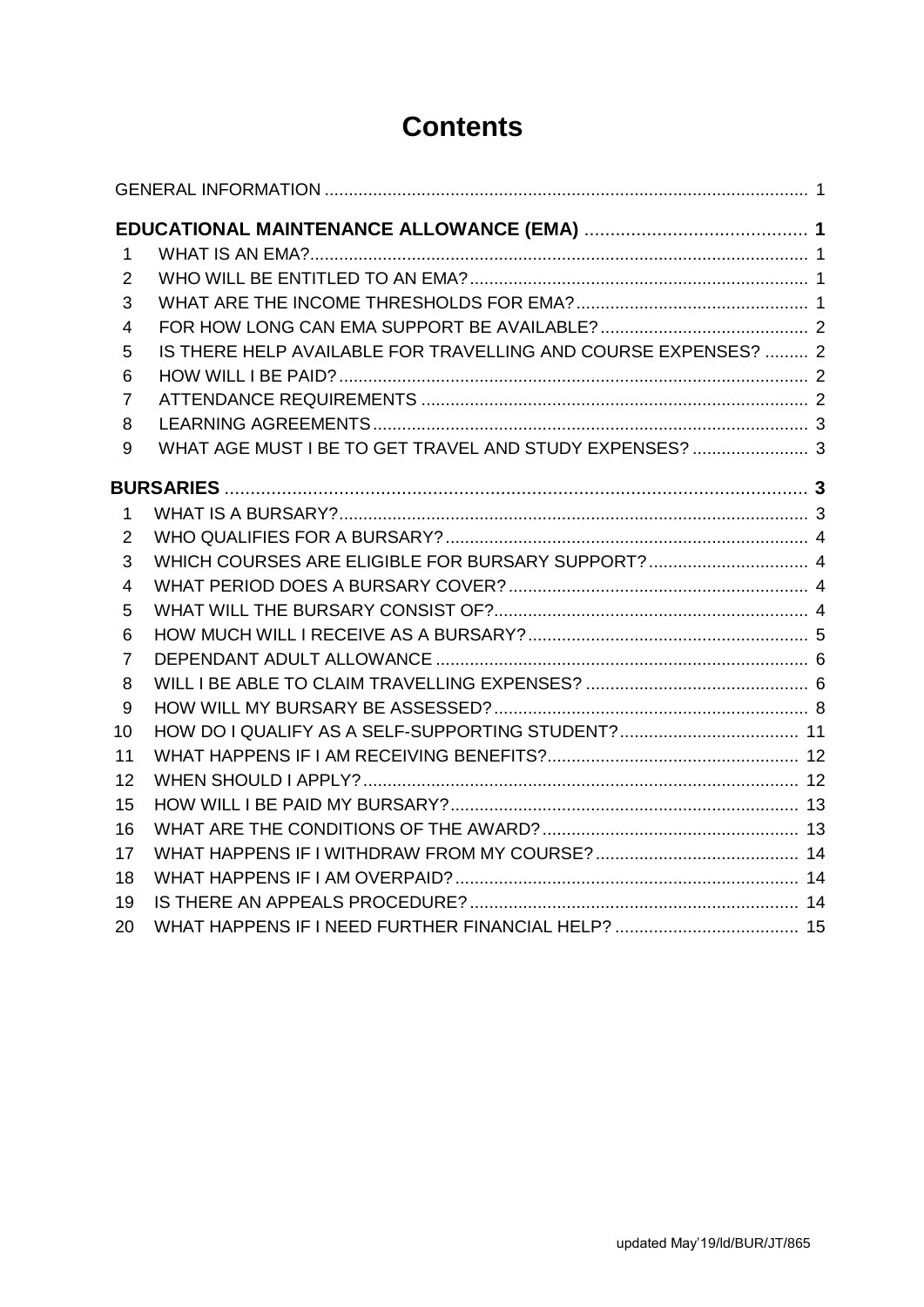# Contents

GENERAL INFORMATION ... 1

**EDUCATIONAL MAINTENANCE ALLOWANCE (EMA) ... 1**

1 WHAT IS AN EMA? ... 1
2 WHO WILL BE ENTITLED TO AN EMA? ... 1
3 WHAT ARE THE INCOME THRESHOLDS FOR EMA? ... 1
4 FOR HOW LONG CAN EMA SUPPORT BE AVAILABLE? ... 2
5 IS THERE HELP AVAILABLE FOR TRAVELLING AND COURSE EXPENSES? ... 2
6 HOW WILL I BE PAID? ... 2
7 ATTENDANCE REQUIREMENTS ... 2
8 LEARNING AGREEMENTS ... 3
9 WHAT AGE MUST I BE TO GET TRAVEL AND STUDY EXPENSES? ... 3

**BURSARIES ... 3**

1 WHAT IS A BURSARY? ... 3
2 WHO QUALIFIES FOR A BURSARY? ... 4
3 WHICH COURSES ARE ELIGIBLE FOR BURSARY SUPPORT? ... 4
4 WHAT PERIOD DOES A BURSARY COVER? ... 4
5 WHAT WILL THE BURSARY CONSIST OF? ... 4
6 HOW MUCH WILL I RECEIVE AS A BURSARY? ... 5
7 DEPENDANT ADULT ALLOWANCE ... 6
8 WILL I BE ABLE TO CLAIM TRAVELLING EXPENSES? ... 6
9 HOW WILL MY BURSARY BE ASSESSED? ... 8
10 HOW DO I QUALIFY AS A SELF-SUPPORTING STUDENT? ... 11
11 WHAT HAPPENS IF I AM RECEIVING BENEFITS? ... 12
12 WHEN SHOULD I APPLY? ... 12
15 HOW WILL I BE PAID MY BURSARY? ... 13
16 WHAT ARE THE CONDITIONS OF THE AWARD? ... 13
17 WHAT HAPPENS IF I WITHDRAW FROM MY COURSE? ... 14
18 WHAT HAPPENS IF I AM OVERPAID? ... 14
19 IS THERE AN APPEALS PROCEDURE? ... 14
20 WHAT HAPPENS IF I NEED FURTHER FINANCIAL HELP? ... 15

updated May'19/ld/BUR/JT/865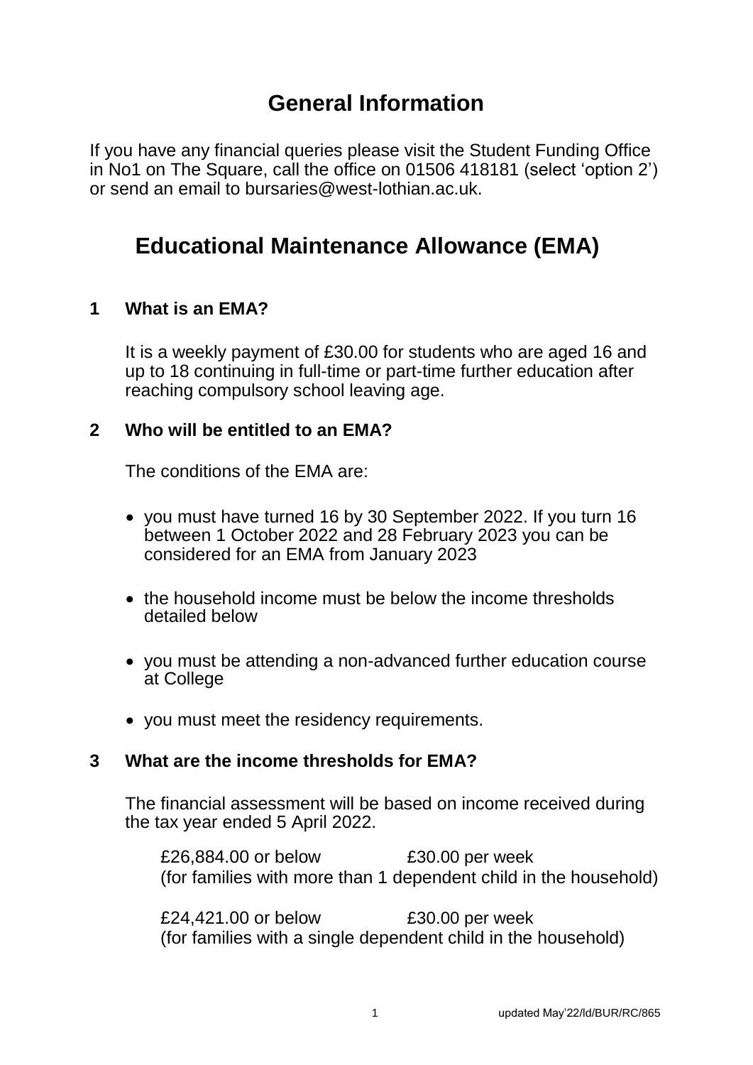# General Information

If you have any financial queries please visit the Student Funding Office in No1 on The Square, call the office on 01506 418181 (select 'option 2') or send an email to bursaries@west-lothian.ac.uk.

# Educational Maintenance Allowance (EMA)

## 1 What is an EMA?

It is a weekly payment of £30.00 for students who are aged 16 and up to 18 continuing in full-time or part-time further education after reaching compulsory school leaving age.

## 2 Who will be entitled to an EMA?

The conditions of the EMA are:

- you must have turned 16 by 30 September 2022. If you turn 16 between 1 October 2022 and 28 February 2023 you can be considered for an EMA from January 2023
- the household income must be below the income thresholds detailed below
- you must be attending a non-advanced further education course at College
- you must meet the residency requirements.

## 3 What are the income thresholds for EMA?

The financial assessment will be based on income received during the tax year ended 5 April 2022.

£26,884.00 or below £30.00 per week
(for families with more than 1 dependent child in the household)

£24,421.00 or below £30.00 per week
(for families with a single dependent child in the household)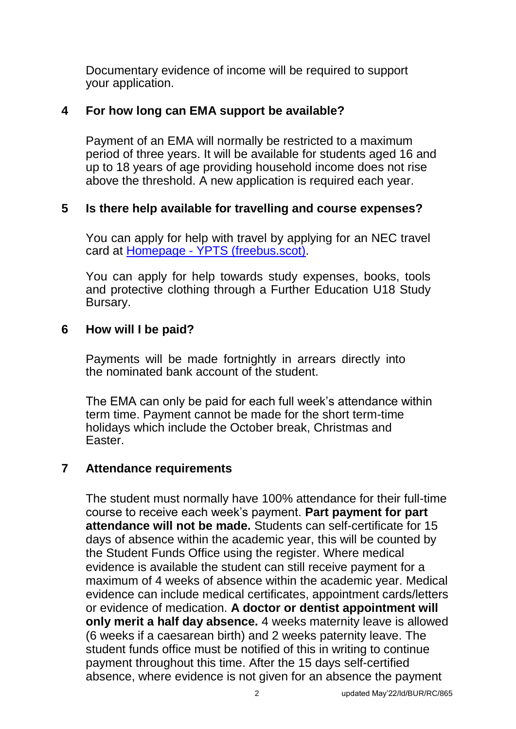Documentary evidence of income will be required to support your application.

## 4 For how long can EMA support be available?

Payment of an EMA will normally be restricted to a maximum period of three years. It will be available for students aged 16 and up to 18 years of age providing household income does not rise above the threshold. A new application is required each year.

## 5 Is there help available for travelling and course expenses?

You can apply for help with travel by applying for an NEC travel card at [Homepage - YPTS (freebus.scot)](https://freebus.scot).

You can apply for help towards study expenses, books, tools and protective clothing through a Further Education U18 Study Bursary.

## 6 How will I be paid?

Payments will be made fortnightly in arrears directly into the nominated bank account of the student.

The EMA can only be paid for each full week's attendance within term time. Payment cannot be made for the short term-time holidays which include the October break, Christmas and Easter.

## 7 Attendance requirements

The student must normally have 100% attendance for their full-time course to receive each week's payment. **Part payment for part attendance will not be made.** Students can self-certificate for 15 days of absence within the academic year, this will be counted by the Student Funds Office using the register. Where medical evidence is available the student can still receive payment for a maximum of 4 weeks of absence within the academic year. Medical evidence can include medical certificates, appointment cards/letters or evidence of medication. **A doctor or dentist appointment will only merit a half day absence.** 4 weeks maternity leave is allowed (6 weeks if a caesarean birth) and 2 weeks paternity leave. The student funds office must be notified of this in writing to continue payment throughout this time. After the 15 days self-certified absence, where evidence is not given for an absence the payment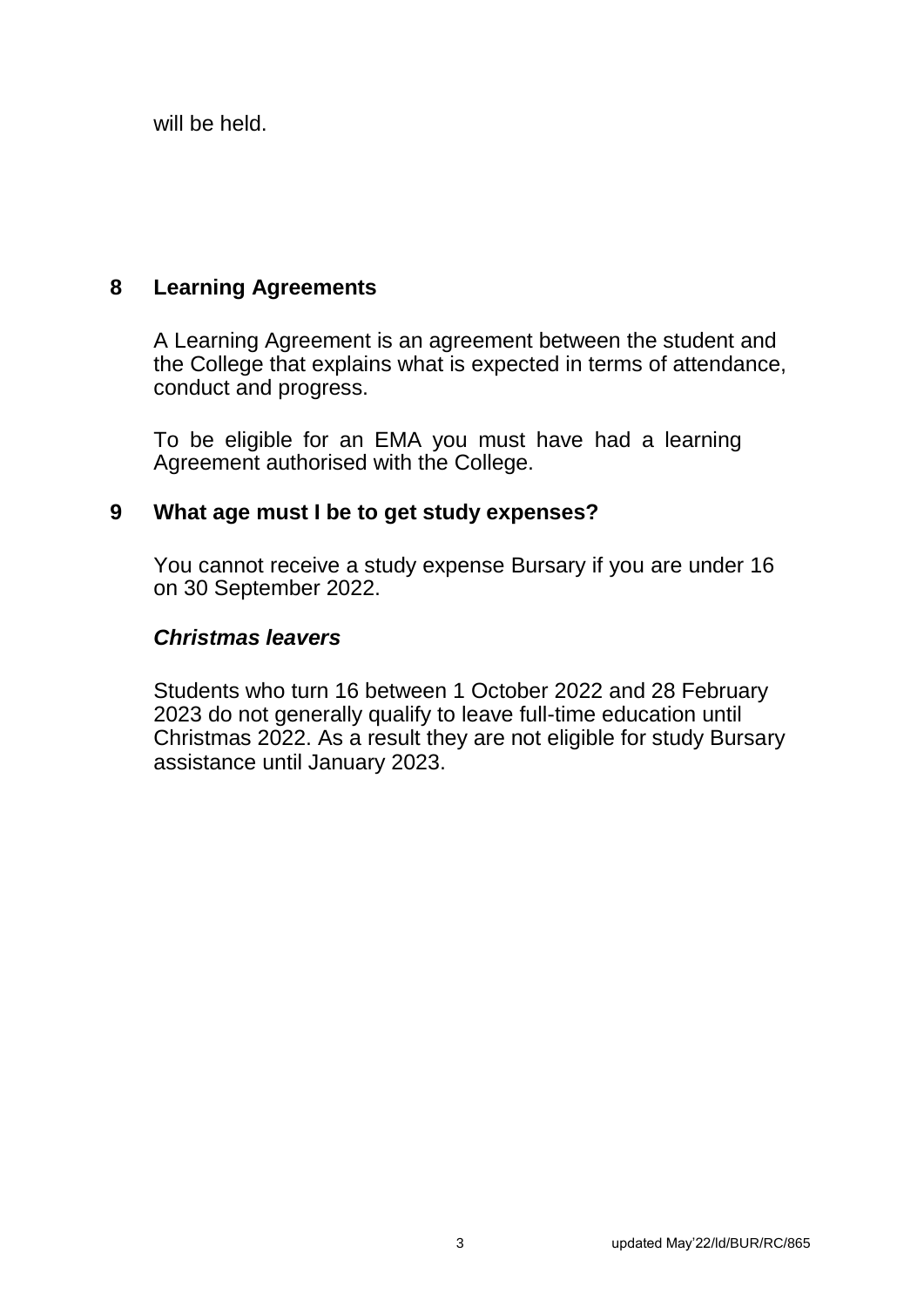will be held.

## 8 Learning Agreements

A Learning Agreement is an agreement between the student and the College that explains what is expected in terms of attendance, conduct and progress.

To be eligible for an EMA you must have had a learning Agreement authorised with the College.

## 9 What age must I be to get study expenses?

You cannot receive a study expense Bursary if you are under 16 on 30 September 2022.

### *Christmas leavers*

Students who turn 16 between 1 October 2022 and 28 February 2023 do not generally qualify to leave full-time education until Christmas 2022. As a result they are not eligible for study Bursary assistance until January 2023.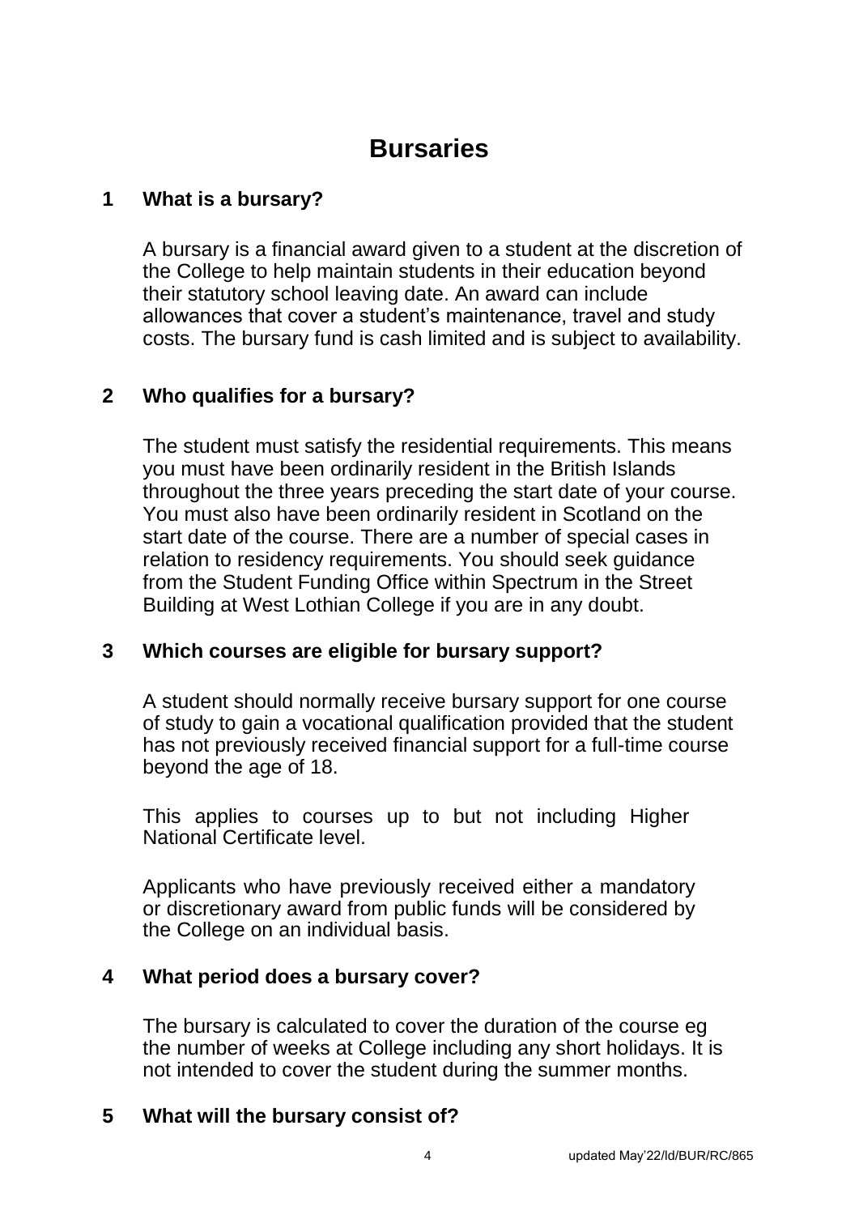# Bursaries

## 1 What is a bursary?

A bursary is a financial award given to a student at the discretion of the College to help maintain students in their education beyond their statutory school leaving date. An award can include allowances that cover a student's maintenance, travel and study costs. The bursary fund is cash limited and is subject to availability.

## 2 Who qualifies for a bursary?

The student must satisfy the residential requirements. This means you must have been ordinarily resident in the British Islands throughout the three years preceding the start date of your course. You must also have been ordinarily resident in Scotland on the start date of the course. There are a number of special cases in relation to residency requirements. You should seek guidance from the Student Funding Office within Spectrum in the Street Building at West Lothian College if you are in any doubt.

## 3 Which courses are eligible for bursary support?

A student should normally receive bursary support for one course of study to gain a vocational qualification provided that the student has not previously received financial support for a full-time course beyond the age of 18.

This applies to courses up to but not including Higher National Certificate level.

Applicants who have previously received either a mandatory or discretionary award from public funds will be considered by the College on an individual basis.

## 4 What period does a bursary cover?

The bursary is calculated to cover the duration of the course eg the number of weeks at College including any short holidays. It is not intended to cover the student during the summer months.

## 5 What will the bursary consist of?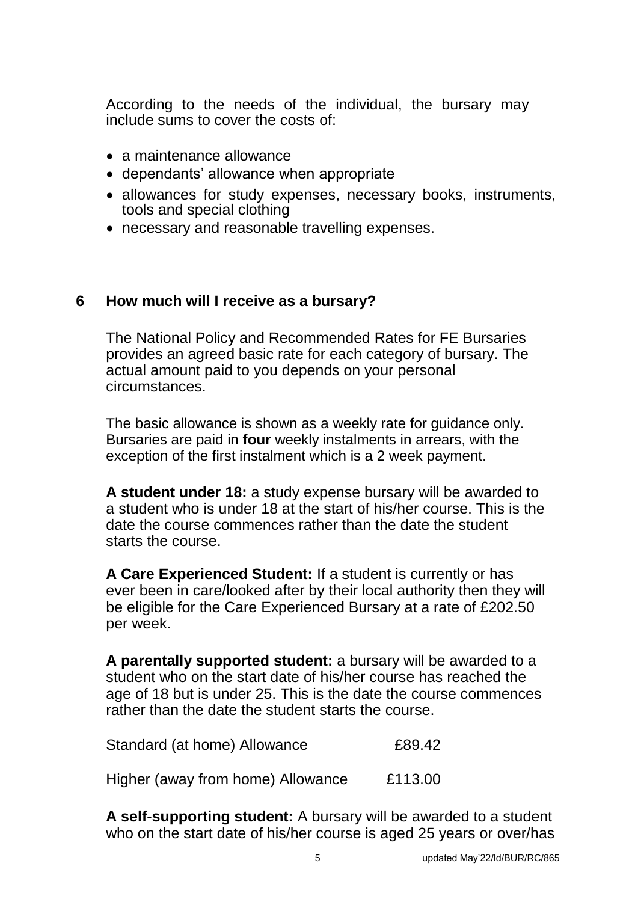According to the needs of the individual, the bursary may include sums to cover the costs of:

- a maintenance allowance
- dependants' allowance when appropriate
- allowances for study expenses, necessary books, instruments, tools and special clothing
- necessary and reasonable travelling expenses.

## 6 How much will I receive as a bursary?

The National Policy and Recommended Rates for FE Bursaries provides an agreed basic rate for each category of bursary. The actual amount paid to you depends on your personal circumstances.

The basic allowance is shown as a weekly rate for guidance only. Bursaries are paid in **four** weekly instalments in arrears, with the exception of the first instalment which is a 2 week payment.

**A student under 18:** a study expense bursary will be awarded to a student who is under 18 at the start of his/her course. This is the date the course commences rather than the date the student starts the course.

**A Care Experienced Student:** If a student is currently or has ever been in care/looked after by their local authority then they will be eligible for the Care Experienced Bursary at a rate of £202.50 per week.

**A parentally supported student:** a bursary will be awarded to a student who on the start date of his/her course has reached the age of 18 but is under 25. This is the date the course commences rather than the date the student starts the course.

| | |
|---|---|
| Standard (at home) Allowance | £89.42 |
| Higher (away from home) Allowance | £113.00 |

**A self-supporting student:** A bursary will be awarded to a student who on the start date of his/her course is aged 25 years or over/has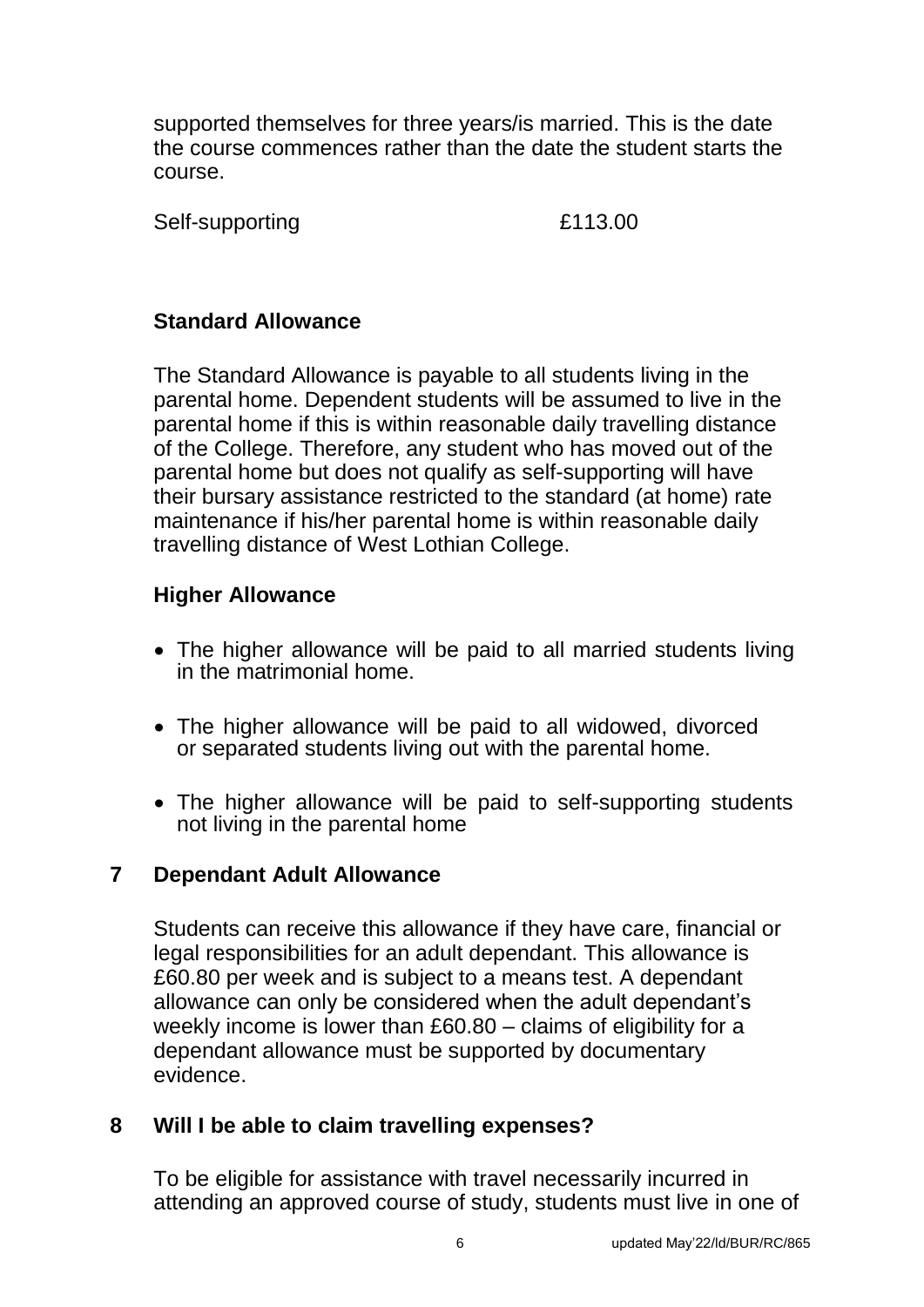supported themselves for three years/is married. This is the date the course commences rather than the date the student starts the course.

| | |
|---|---|
| Self-supporting | £113.00 |

### Standard Allowance

The Standard Allowance is payable to all students living in the parental home. Dependent students will be assumed to live in the parental home if this is within reasonable daily travelling distance of the College. Therefore, any student who has moved out of the parental home but does not qualify as self-supporting will have their bursary assistance restricted to the standard (at home) rate maintenance if his/her parental home is within reasonable daily travelling distance of West Lothian College.

### Higher Allowance

- The higher allowance will be paid to all married students living in the matrimonial home.
- The higher allowance will be paid to all widowed, divorced or separated students living out with the parental home.
- The higher allowance will be paid to self-supporting students not living in the parental home

## 7 Dependant Adult Allowance

Students can receive this allowance if they have care, financial or legal responsibilities for an adult dependant. This allowance is £60.80 per week and is subject to a means test. A dependant allowance can only be considered when the adult dependant's weekly income is lower than £60.80 – claims of eligibility for a dependant allowance must be supported by documentary evidence.

## 8 Will I be able to claim travelling expenses?

To be eligible for assistance with travel necessarily incurred in attending an approved course of study, students must live in one of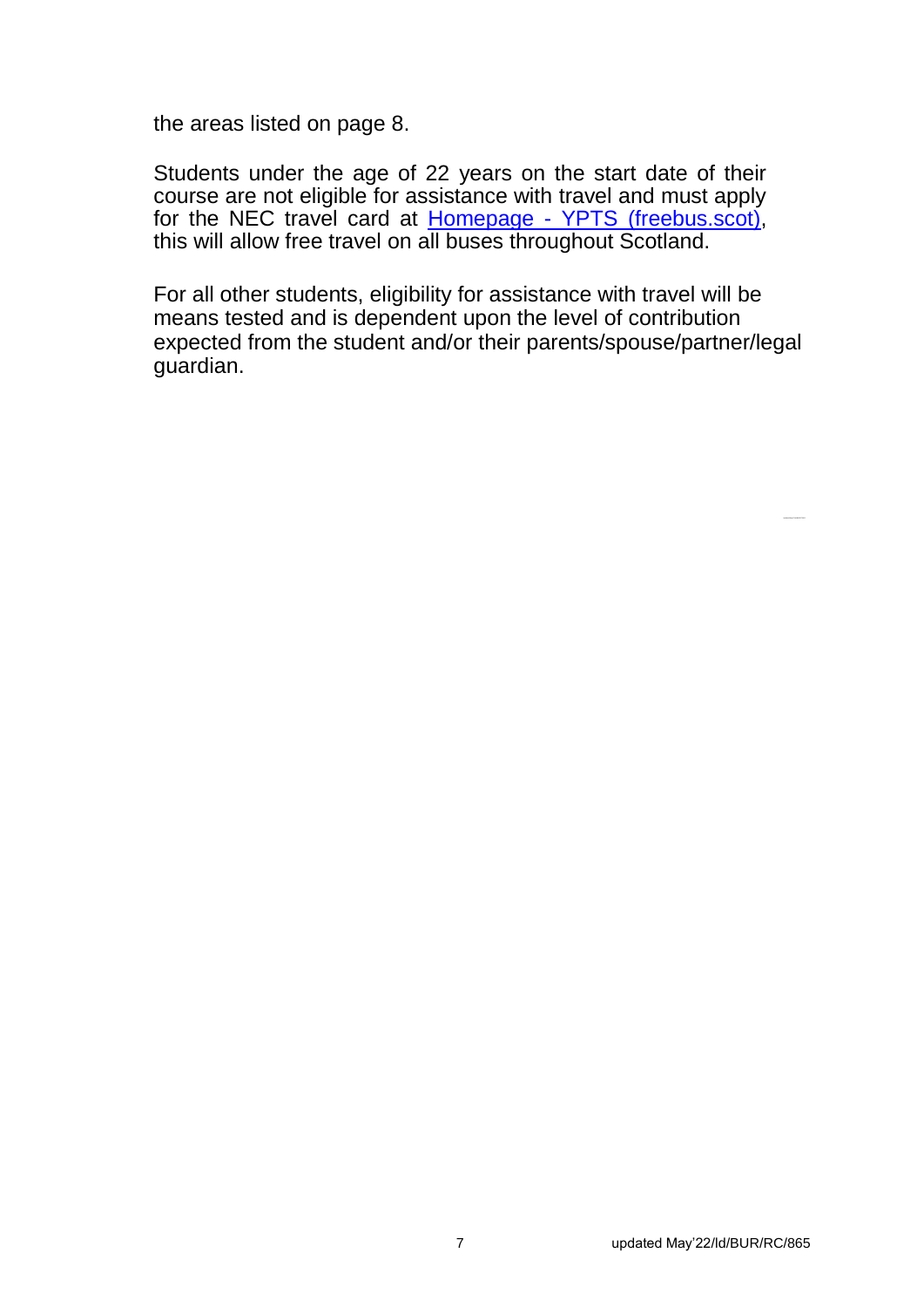the areas listed on page 8.

Students under the age of 22 years on the start date of their course are not eligible for assistance with travel and must apply for the NEC travel card at [Homepage - YPTS (freebus.scot)](https://freebus.scot), this will allow free travel on all buses throughout Scotland.

For all other students, eligibility for assistance with travel will be means tested and is dependent upon the level of contribution expected from the student and/or their parents/spouse/partner/legal guardian.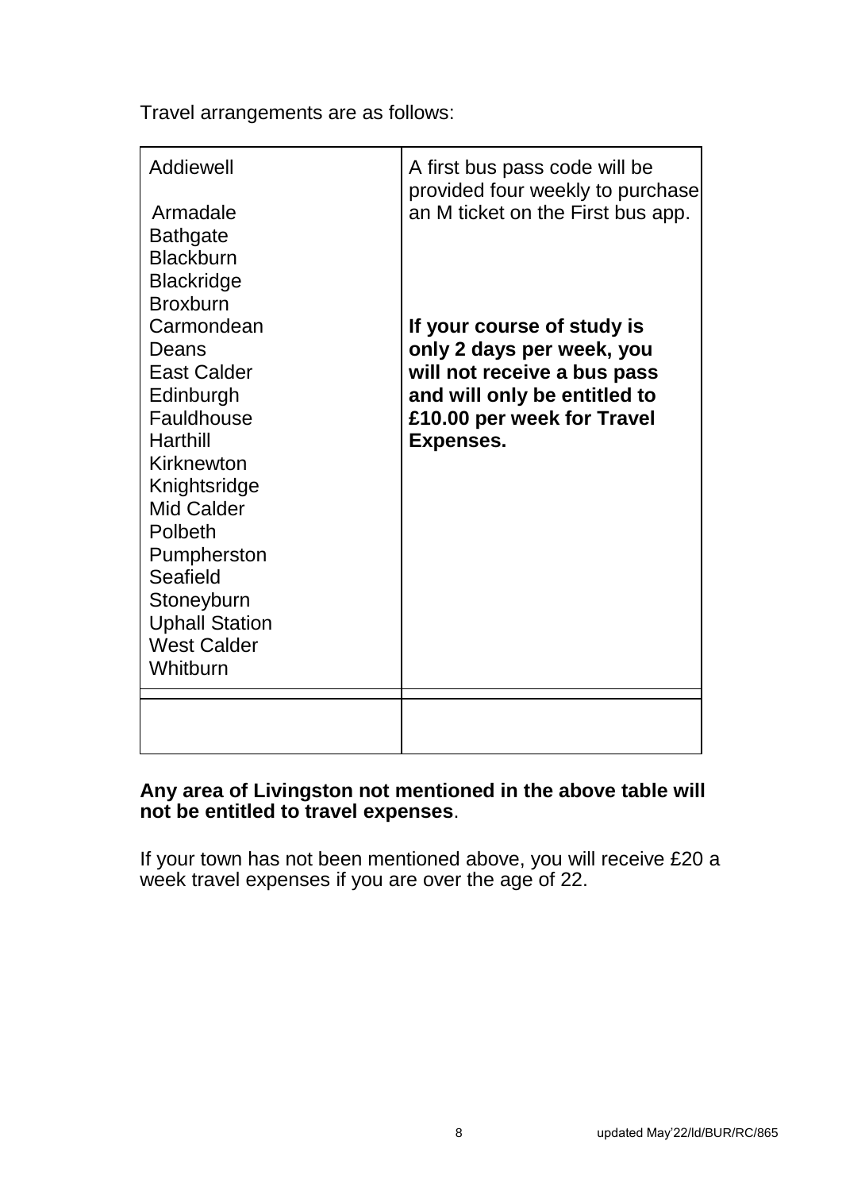Travel arrangements are as follows:

| | |
|---|---|
| Addiewell<br><br>Armadale<br>Bathgate<br>Blackburn<br>Blackridge<br>Broxburn<br>Carmondean<br>Deans<br>East Calder<br>Edinburgh<br>Fauldhouse<br>Harthill<br>Kirknewton<br>Knightsridge<br>Mid Calder<br>Polbeth<br>Pumpherston<br>Seafield<br>Stoneyburn<br>Uphall Station<br>West Calder<br>Whitburn | A first bus pass code will be provided four weekly to purchase an M ticket on the First bus app.<br><br><br><br><br>**If your course of study is only 2 days per week, you will not receive a bus pass and will only be entitled to £10.00 per week for Travel Expenses.** |
| | |

**Any area of Livingston not mentioned in the above table will not be entitled to travel expenses**.

If your town has not been mentioned above, you will receive £20 a week travel expenses if you are over the age of 22.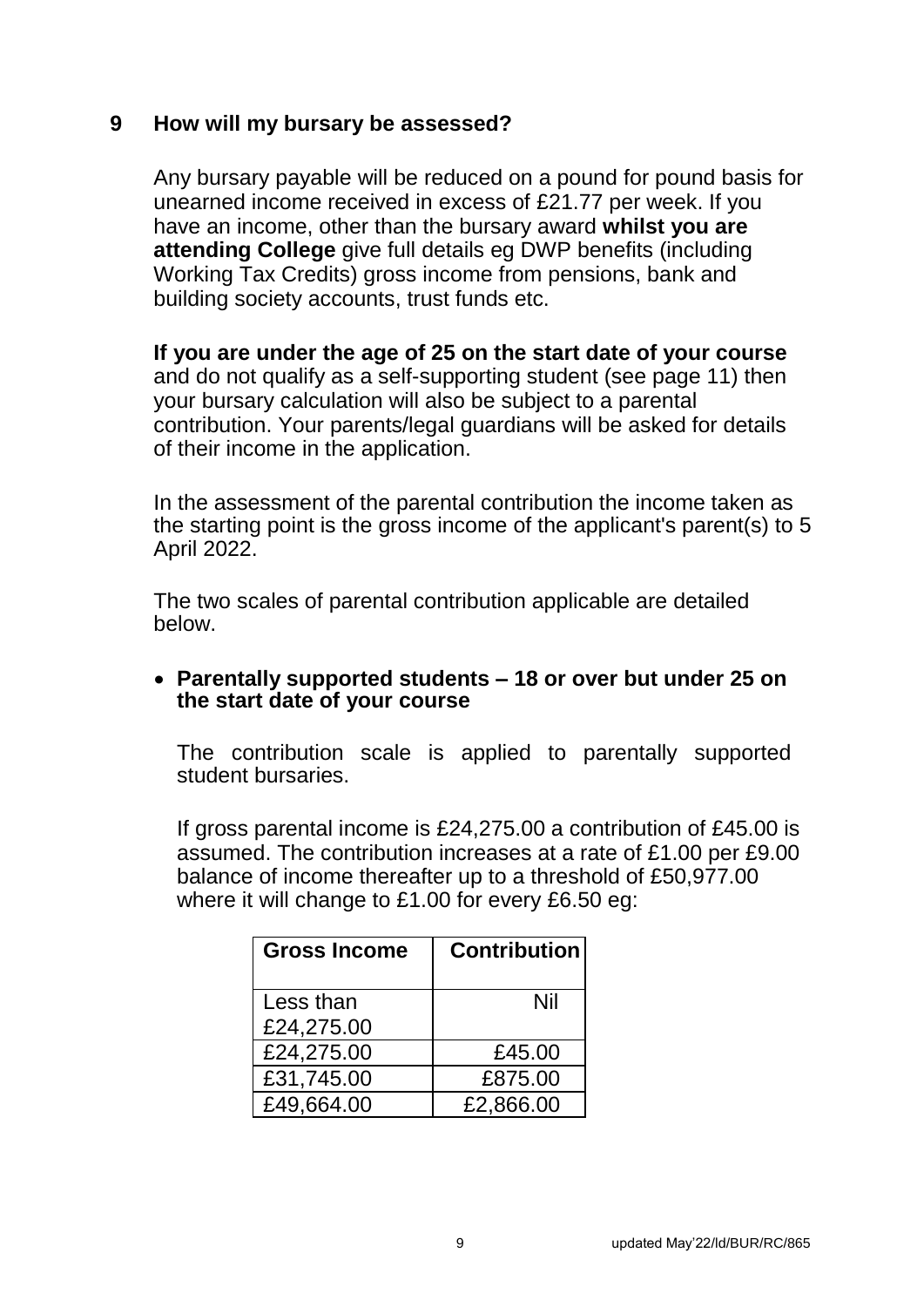## 9 How will my bursary be assessed?

Any bursary payable will be reduced on a pound for pound basis for unearned income received in excess of £21.77 per week. If you have an income, other than the bursary award **whilst you are attending College** give full details eg DWP benefits (including Working Tax Credits) gross income from pensions, bank and building society accounts, trust funds etc.

**If you are under the age of 25 on the start date of your course** and do not qualify as a self-supporting student (see page 11) then your bursary calculation will also be subject to a parental contribution. Your parents/legal guardians will be asked for details of their income in the application.

In the assessment of the parental contribution the income taken as the starting point is the gross income of the applicant's parent(s) to 5 April 2022.

The two scales of parental contribution applicable are detailed below.

- **Parentally supported students – 18 or over but under 25 on the start date of your course**

  The contribution scale is applied to parentally supported student bursaries.

  If gross parental income is £24,275.00 a contribution of £45.00 is assumed. The contribution increases at a rate of £1.00 per £9.00 balance of income thereafter up to a threshold of £50,977.00 where it will change to £1.00 for every £6.50 eg:

| Gross Income | Contribution |
|---|---|
| Less than £24,275.00 | Nil |
| £24,275.00 | £45.00 |
| £31,745.00 | £875.00 |
| £49,664.00 | £2,866.00 |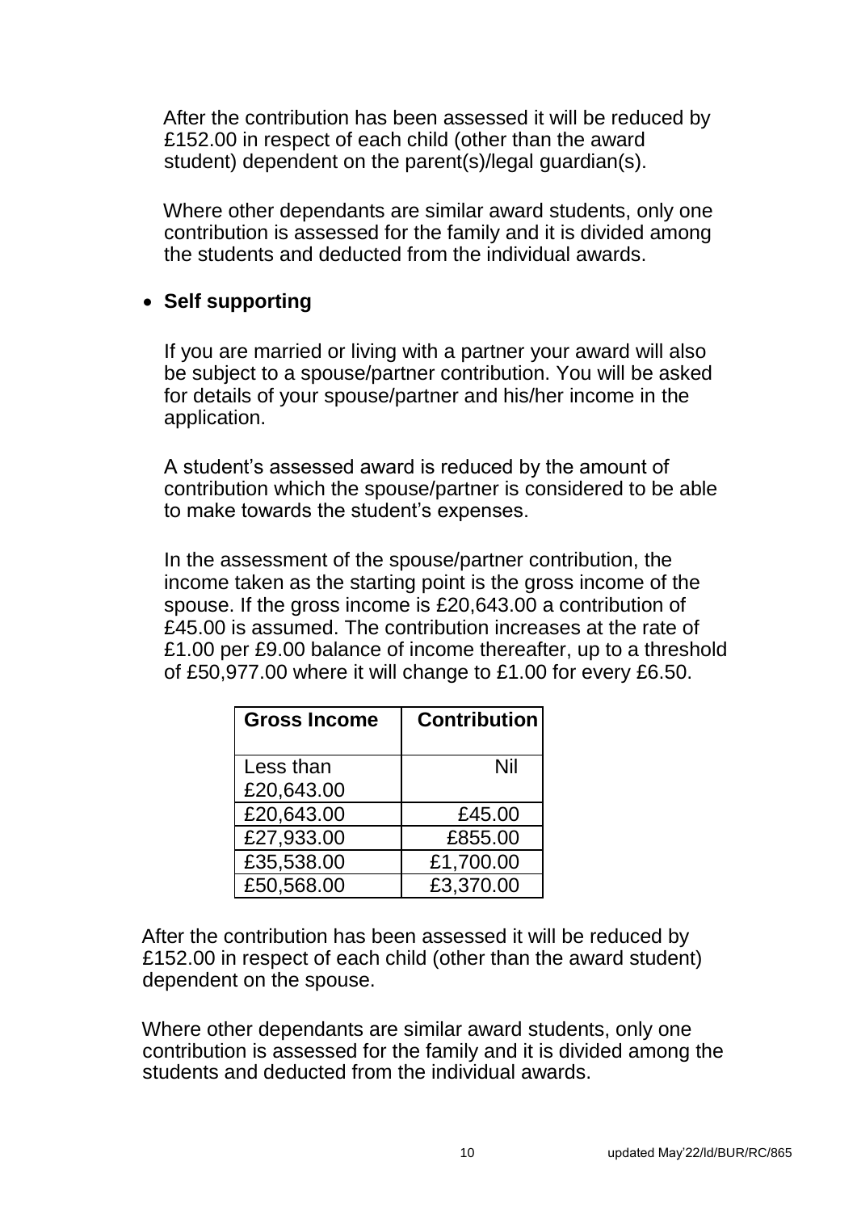After the contribution has been assessed it will be reduced by £152.00 in respect of each child (other than the award student) dependent on the parent(s)/legal guardian(s).

Where other dependants are similar award students, only one contribution is assessed for the family and it is divided among the students and deducted from the individual awards.

- **Self supporting**

  If you are married or living with a partner your award will also be subject to a spouse/partner contribution. You will be asked for details of your spouse/partner and his/her income in the application.

  A student's assessed award is reduced by the amount of contribution which the spouse/partner is considered to be able to make towards the student's expenses.

  In the assessment of the spouse/partner contribution, the income taken as the starting point is the gross income of the spouse. If the gross income is £20,643.00 a contribution of £45.00 is assumed. The contribution increases at the rate of £1.00 per £9.00 balance of income thereafter, up to a threshold of £50,977.00 where it will change to £1.00 for every £6.50.

| Gross Income | Contribution |
| --- | --- |
| Less than £20,643.00 | Nil |
| £20,643.00 | £45.00 |
| £27,933.00 | £855.00 |
| £35,538.00 | £1,700.00 |
| £50,568.00 | £3,370.00 |

After the contribution has been assessed it will be reduced by £152.00 in respect of each child (other than the award student) dependent on the spouse.

Where other dependants are similar award students, only one contribution is assessed for the family and it is divided among the students and deducted from the individual awards.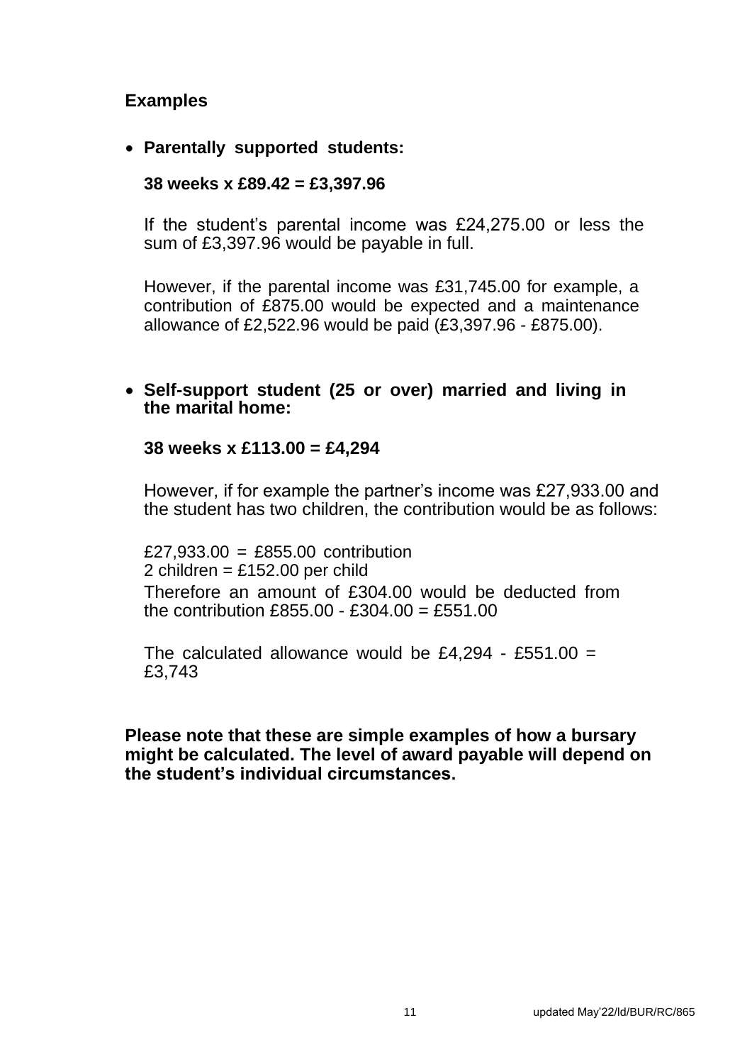## Examples

- **Parentally supported students:**

  **38 weeks x £89.42 = £3,397.96**

  If the student's parental income was £24,275.00 or less the sum of £3,397.96 would be payable in full.

  However, if the parental income was £31,745.00 for example, a contribution of £875.00 would be expected and a maintenance allowance of £2,522.96 would be paid (£3,397.96 - £875.00).

- **Self-support student (25 or over) married and living in the marital home:**

  **38 weeks x £113.00 = £4,294**

  However, if for example the partner's income was £27,933.00 and the student has two children, the contribution would be as follows:

  £27,933.00 = £855.00 contribution
  2 children = £152.00 per child
  Therefore an amount of £304.00 would be deducted from the contribution £855.00 - £304.00 = £551.00

  The calculated allowance would be £4,294 - £551.00 = £3,743

**Please note that these are simple examples of how a bursary might be calculated. The level of award payable will depend on the student's individual circumstances.**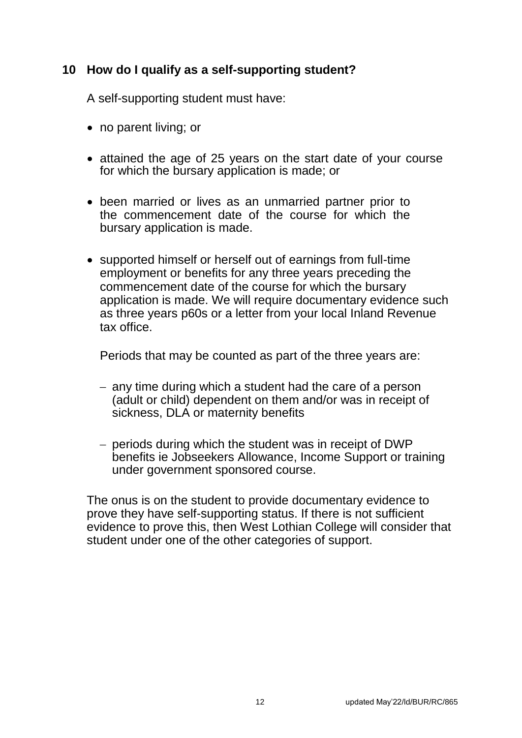## 10 How do I qualify as a self-supporting student?

A self-supporting student must have:

- no parent living; or
- attained the age of 25 years on the start date of your course for which the bursary application is made; or
- been married or lives as an unmarried partner prior to the commencement date of the course for which the bursary application is made.
- supported himself or herself out of earnings from full-time employment or benefits for any three years preceding the commencement date of the course for which the bursary application is made. We will require documentary evidence such as three years p60s or a letter from your local Inland Revenue tax office.

  Periods that may be counted as part of the three years are:

  - any time during which a student had the care of a person (adult or child) dependent on them and/or was in receipt of sickness, DLA or maternity benefits
  - periods during which the student was in receipt of DWP benefits ie Jobseekers Allowance, Income Support or training under government sponsored course.

The onus is on the student to provide documentary evidence to prove they have self-supporting status. If there is not sufficient evidence to prove this, then West Lothian College will consider that student under one of the other categories of support.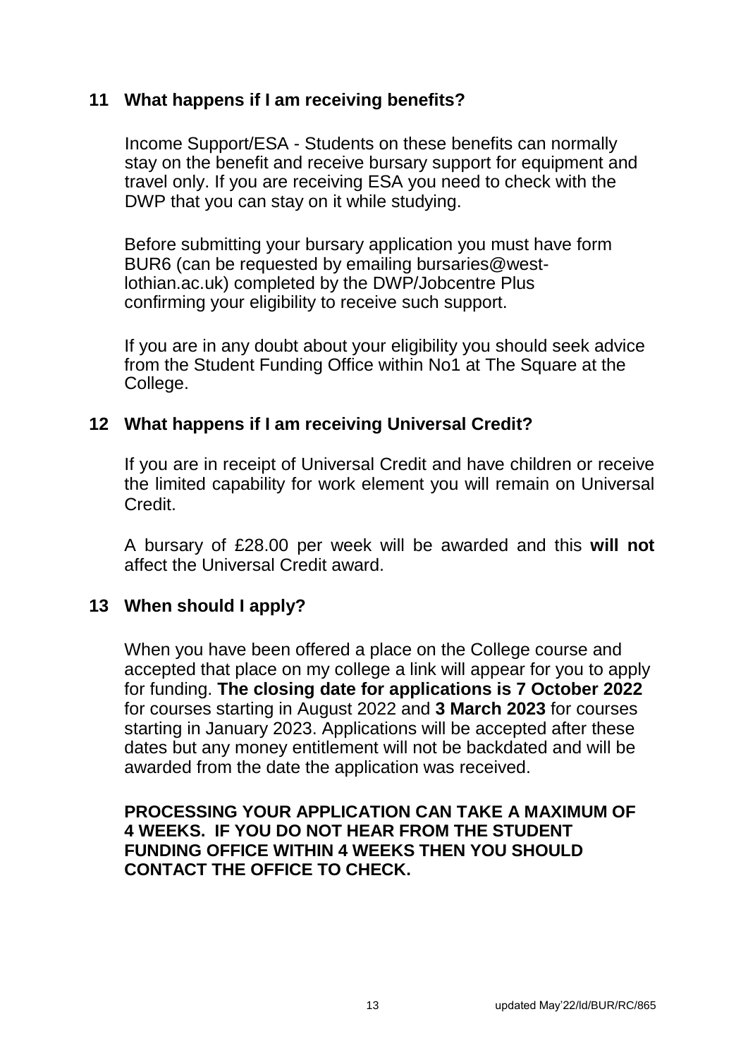## 11 What happens if I am receiving benefits?

Income Support/ESA - Students on these benefits can normally stay on the benefit and receive bursary support for equipment and travel only. If you are receiving ESA you need to check with the DWP that you can stay on it while studying.

Before submitting your bursary application you must have form BUR6 (can be requested by emailing bursaries@west-lothian.ac.uk) completed by the DWP/Jobcentre Plus confirming your eligibility to receive such support.

If you are in any doubt about your eligibility you should seek advice from the Student Funding Office within No1 at The Square at the College.

## 12 What happens if I am receiving Universal Credit?

If you are in receipt of Universal Credit and have children or receive the limited capability for work element you will remain on Universal Credit.

A bursary of £28.00 per week will be awarded and this **will not** affect the Universal Credit award.

## 13 When should I apply?

When you have been offered a place on the College course and accepted that place on my college a link will appear for you to apply for funding. **The closing date for applications is 7 October 2022** for courses starting in August 2022 and **3 March 2023** for courses starting in January 2023. Applications will be accepted after these dates but any money entitlement will not be backdated and will be awarded from the date the application was received.

**PROCESSING YOUR APPLICATION CAN TAKE A MAXIMUM OF 4 WEEKS. IF YOU DO NOT HEAR FROM THE STUDENT FUNDING OFFICE WITHIN 4 WEEKS THEN YOU SHOULD CONTACT THE OFFICE TO CHECK.**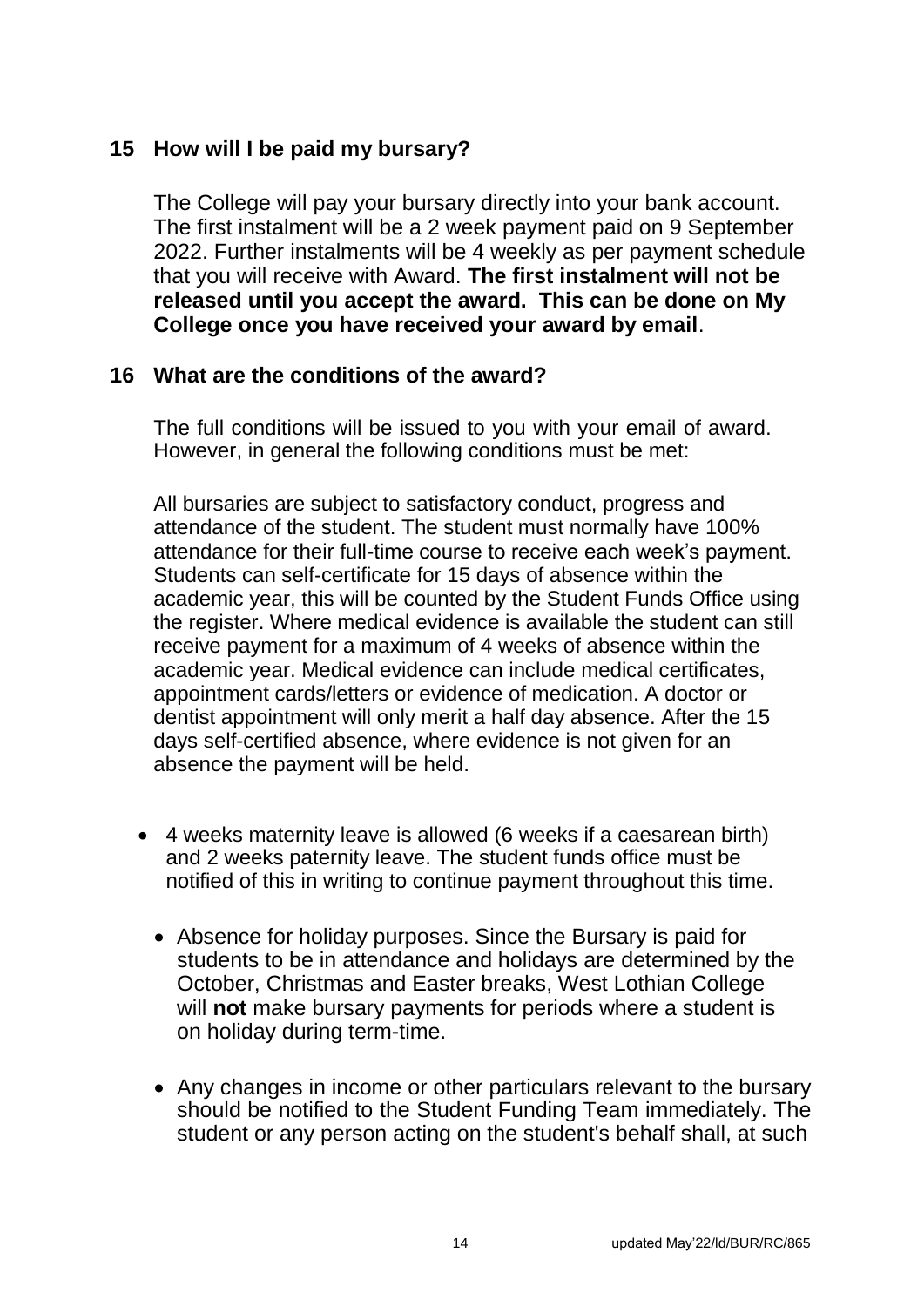## 15 How will I be paid my bursary?

The College will pay your bursary directly into your bank account. The first instalment will be a 2 week payment paid on 9 September 2022. Further instalments will be 4 weekly as per payment schedule that you will receive with Award. **The first instalment will not be released until you accept the award. This can be done on My College once you have received your award by email**.

## 16 What are the conditions of the award?

The full conditions will be issued to you with your email of award. However, in general the following conditions must be met:

All bursaries are subject to satisfactory conduct, progress and attendance of the student. The student must normally have 100% attendance for their full-time course to receive each week's payment. Students can self-certificate for 15 days of absence within the academic year, this will be counted by the Student Funds Office using the register. Where medical evidence is available the student can still receive payment for a maximum of 4 weeks of absence within the academic year. Medical evidence can include medical certificates, appointment cards/letters or evidence of medication. A doctor or dentist appointment will only merit a half day absence. After the 15 days self-certified absence, where evidence is not given for an absence the payment will be held.

- 4 weeks maternity leave is allowed (6 weeks if a caesarean birth) and 2 weeks paternity leave. The student funds office must be notified of this in writing to continue payment throughout this time.
- Absence for holiday purposes. Since the Bursary is paid for students to be in attendance and holidays are determined by the October, Christmas and Easter breaks, West Lothian College will **not** make bursary payments for periods where a student is on holiday during term-time.
- Any changes in income or other particulars relevant to the bursary should be notified to the Student Funding Team immediately. The student or any person acting on the student's behalf shall, at such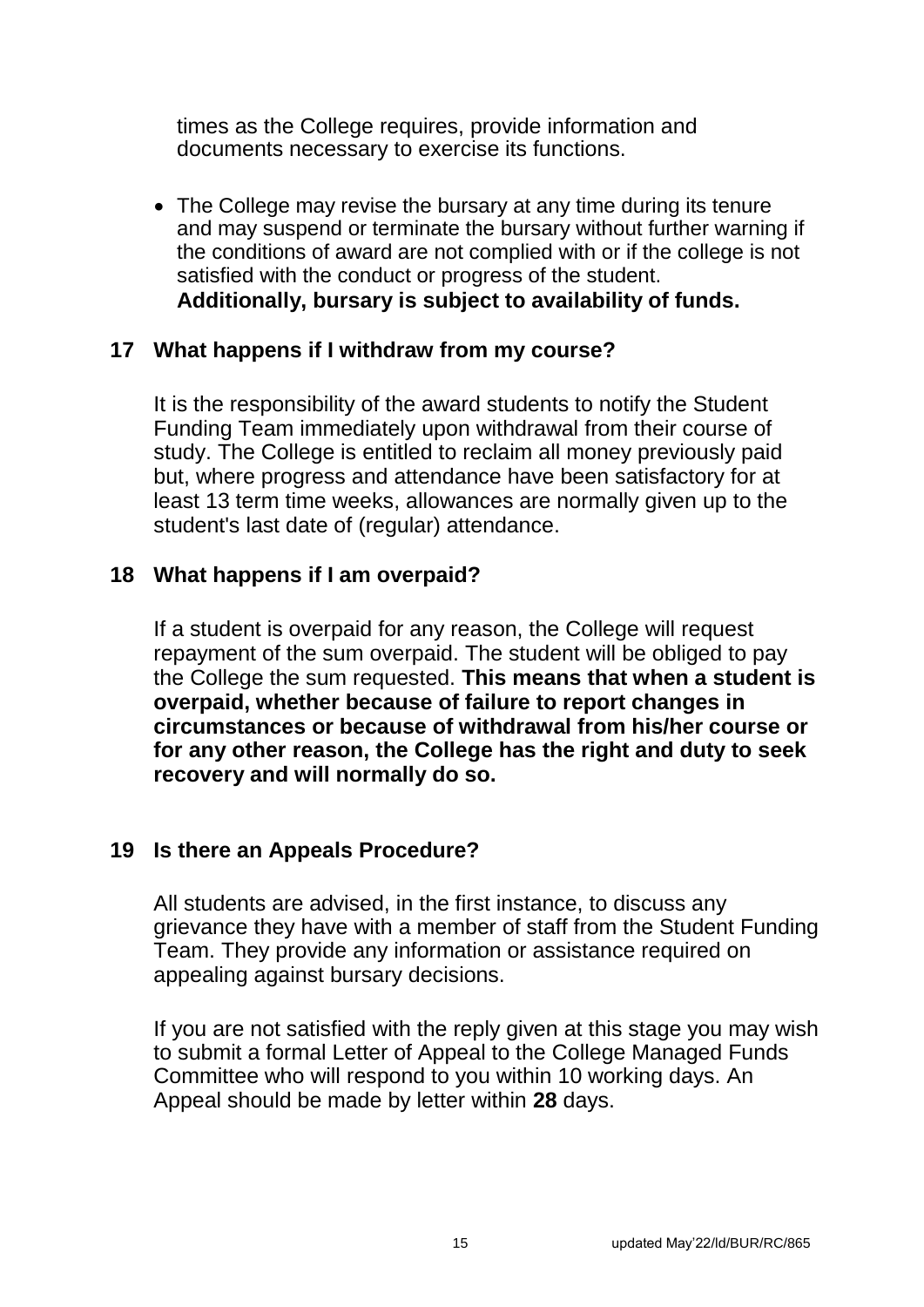times as the College requires, provide information and documents necessary to exercise its functions.

- The College may revise the bursary at any time during its tenure and may suspend or terminate the bursary without further warning if the conditions of award are not complied with or if the college is not satisfied with the conduct or progress of the student. **Additionally, bursary is subject to availability of funds.**

## 17 What happens if I withdraw from my course?

It is the responsibility of the award students to notify the Student Funding Team immediately upon withdrawal from their course of study. The College is entitled to reclaim all money previously paid but, where progress and attendance have been satisfactory for at least 13 term time weeks, allowances are normally given up to the student's last date of (regular) attendance.

## 18 What happens if I am overpaid?

If a student is overpaid for any reason, the College will request repayment of the sum overpaid. The student will be obliged to pay the College the sum requested. **This means that when a student is overpaid, whether because of failure to report changes in circumstances or because of withdrawal from his/her course or for any other reason, the College has the right and duty to seek recovery and will normally do so.**

## 19 Is there an Appeals Procedure?

All students are advised, in the first instance, to discuss any grievance they have with a member of staff from the Student Funding Team. They provide any information or assistance required on appealing against bursary decisions.

If you are not satisfied with the reply given at this stage you may wish to submit a formal Letter of Appeal to the College Managed Funds Committee who will respond to you within 10 working days. An Appeal should be made by letter within **28** days.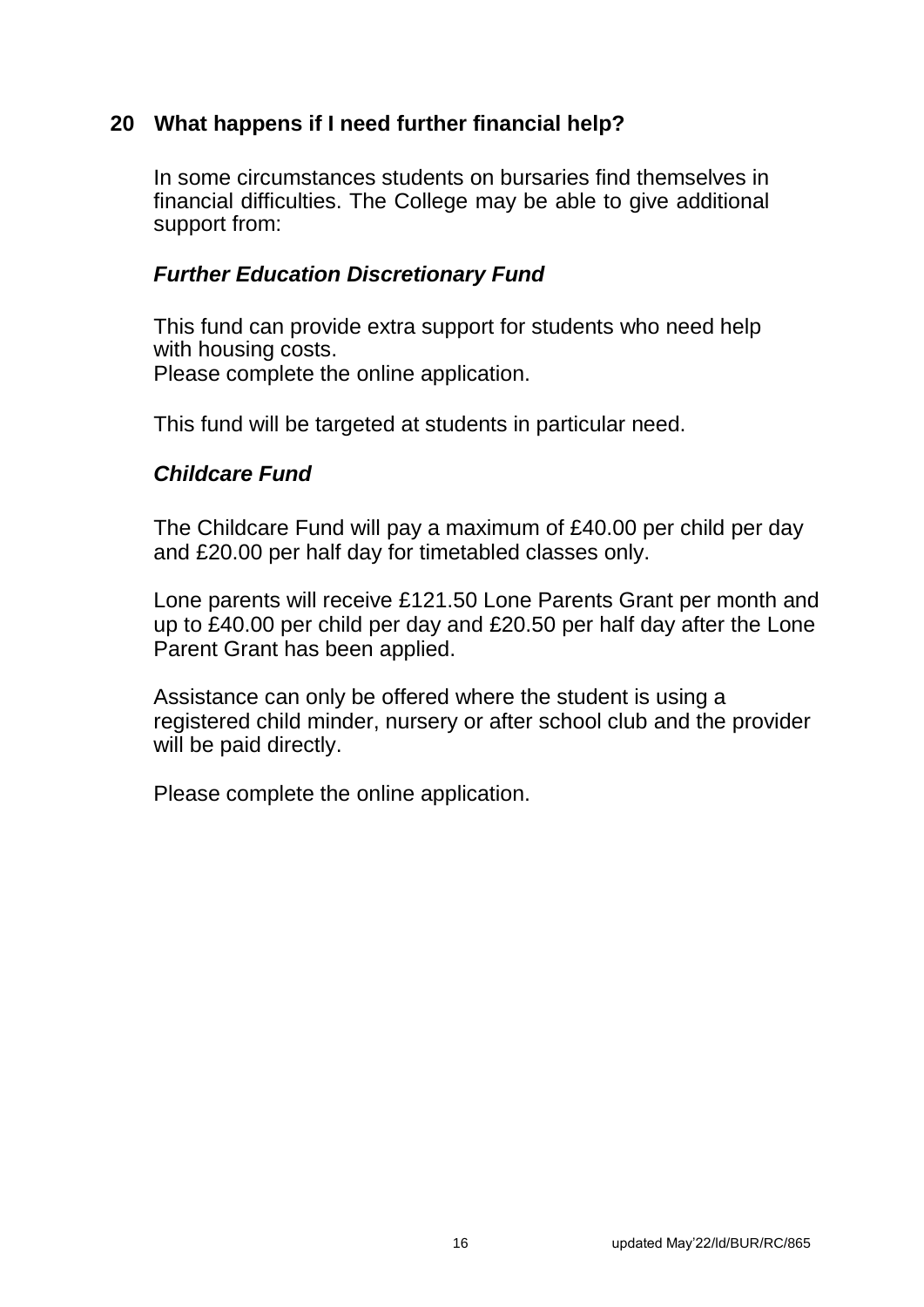## 20 What happens if I need further financial help?

In some circumstances students on bursaries find themselves in financial difficulties. The College may be able to give additional support from:

### *Further Education Discretionary Fund*

This fund can provide extra support for students who need help with housing costs.
Please complete the online application.

This fund will be targeted at students in particular need.

### *Childcare Fund*

The Childcare Fund will pay a maximum of £40.00 per child per day and £20.00 per half day for timetabled classes only.

Lone parents will receive £121.50 Lone Parents Grant per month and up to £40.00 per child per day and £20.50 per half day after the Lone Parent Grant has been applied.

Assistance can only be offered where the student is using a registered child minder, nursery or after school club and the provider will be paid directly.

Please complete the online application.

updated May'22/ld/BUR/RC/865